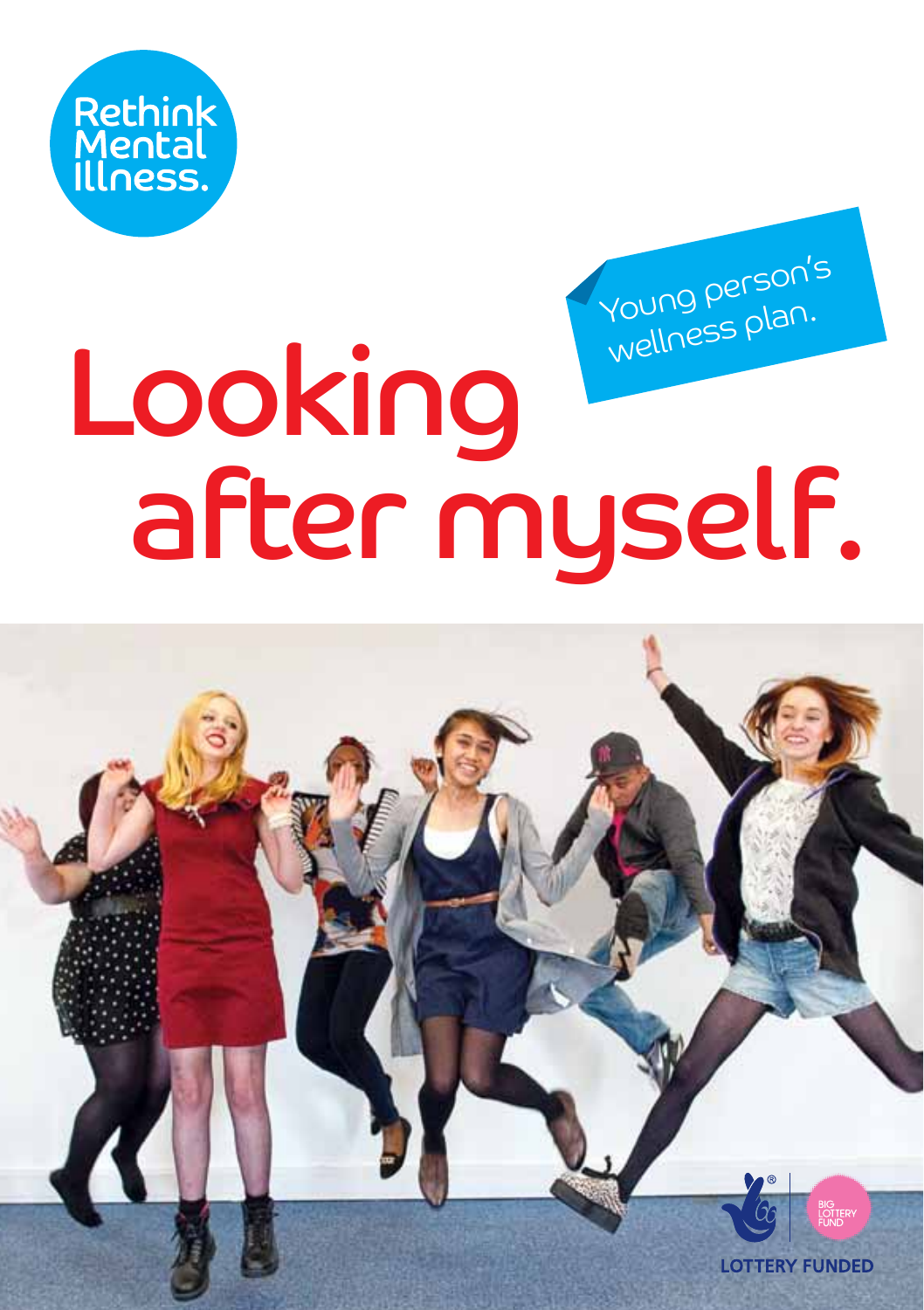Rethink Mental Illness.

Young person's wellness plan.

# Looking after myself.

LOTTERY FUNDED

BIG LOTTERY FUND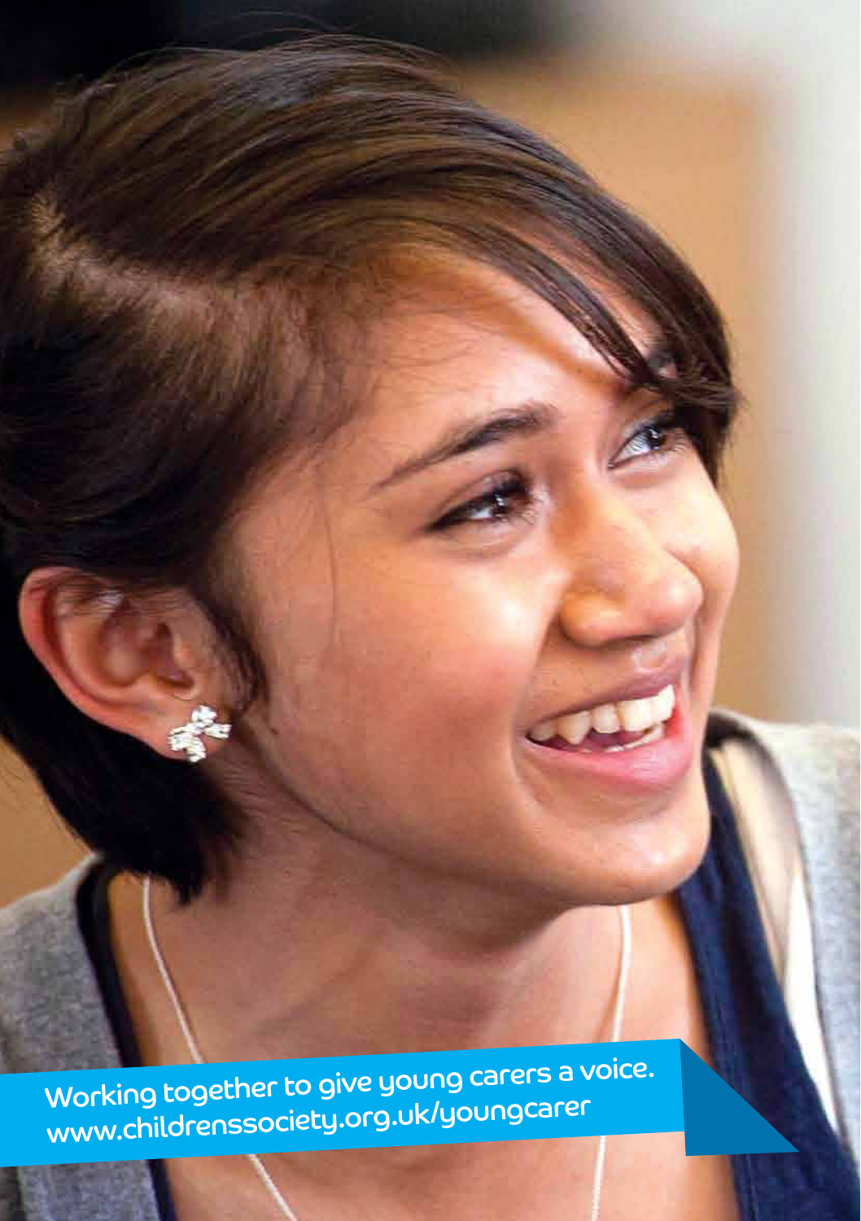Working together to give young carers a voice.
www.childrenssociety.org.uk/youngcarer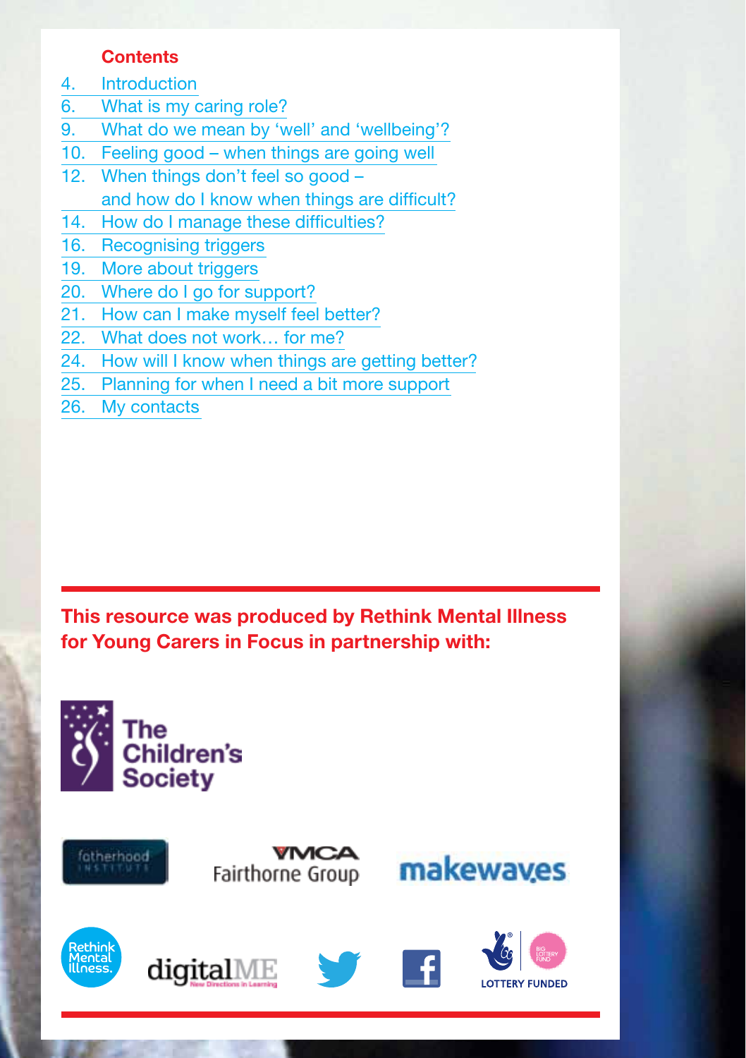## Contents

4. Introduction
6. What is my caring role?
9. What do we mean by 'well' and 'wellbeing'?
10. Feeling good – when things are going well
12. When things don't feel so good – and how do I know when things are difficult?
14. How do I manage these difficulties?
16. Recognising triggers
19. More about triggers
20. Where do I go for support?
21. How can I make myself feel better?
22. What does not work… for me?
24. How will I know when things are getting better?
25. Planning for when I need a bit more support
26. My contacts

**This resource was produced by Rethink Mental Illness for Young Carers in Focus in partnership with:**

The Children's Society

fatherhood INSTITUTE

YMCA Fairthorne Group

makewaves

Rethink Mental Illness.

digitalME New Directions in Learning

LOTTERY FUNDED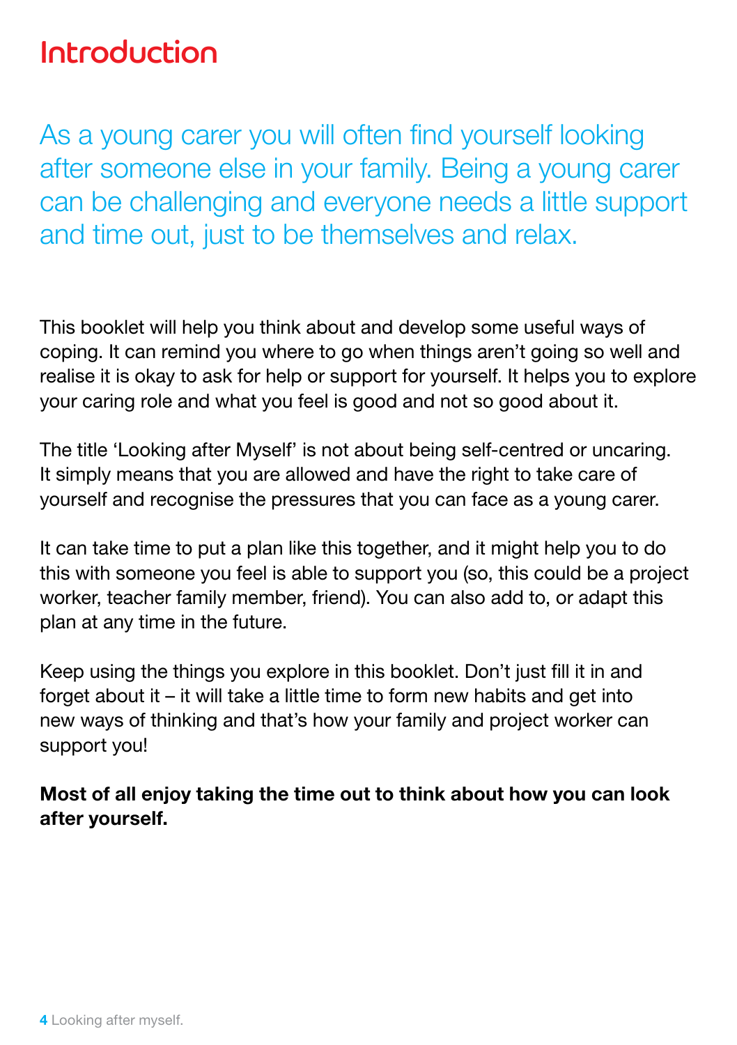# Introduction

As a young carer you will often find yourself looking after someone else in your family. Being a young carer can be challenging and everyone needs a little support and time out, just to be themselves and relax.

This booklet will help you think about and develop some useful ways of coping. It can remind you where to go when things aren't going so well and realise it is okay to ask for help or support for yourself. It helps you to explore your caring role and what you feel is good and not so good about it.

The title 'Looking after Myself' is not about being self-centred or uncaring. It simply means that you are allowed and have the right to take care of yourself and recognise the pressures that you can face as a young carer.

It can take time to put a plan like this together, and it might help you to do this with someone you feel is able to support you (so, this could be a project worker, teacher family member, friend). You can also add to, or adapt this plan at any time in the future.

Keep using the things you explore in this booklet. Don't just fill it in and forget about it – it will take a little time to form new habits and get into new ways of thinking and that's how your family and project worker can support you!

**Most of all enjoy taking the time out to think about how you can look after yourself.**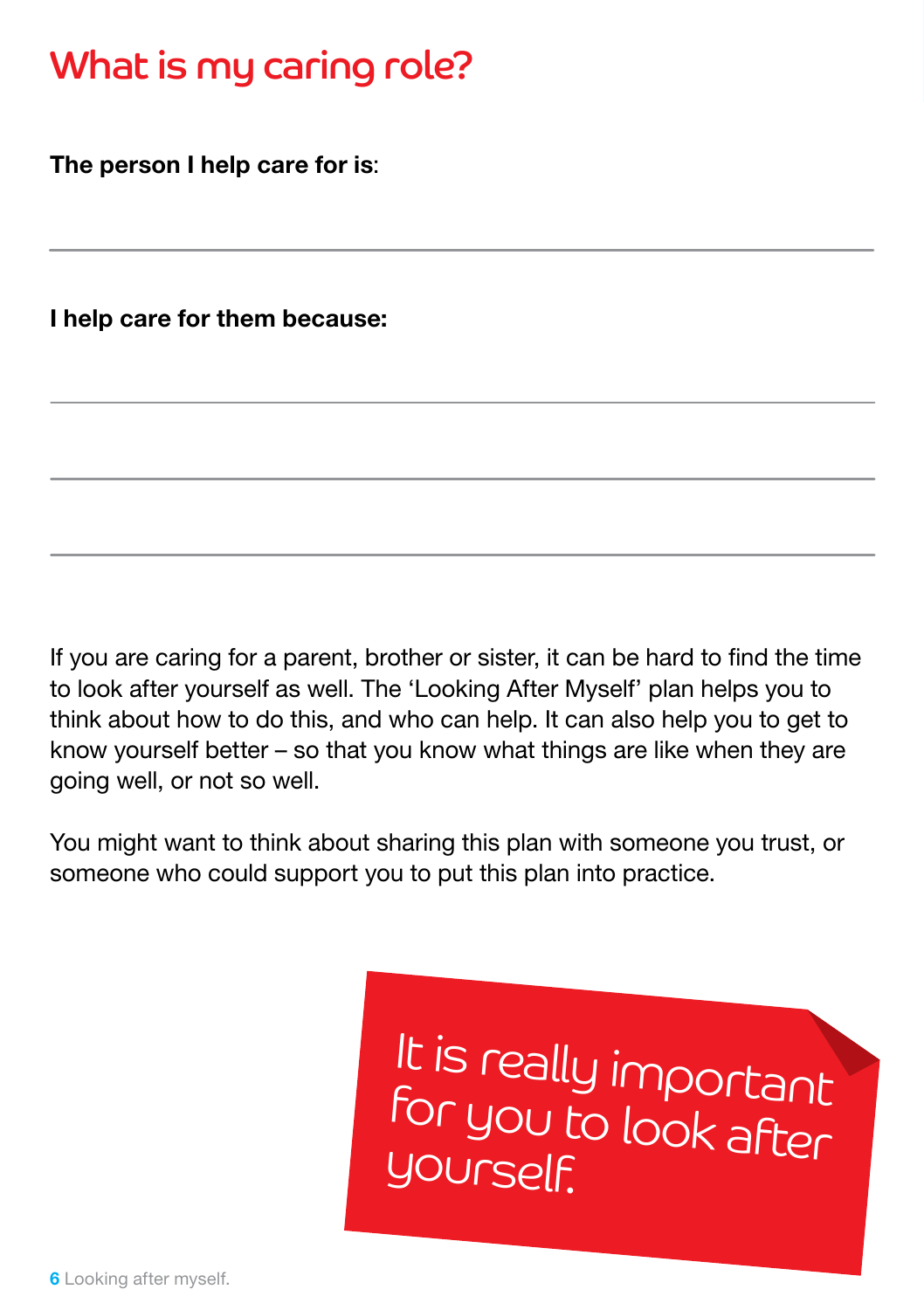# What is my caring role?

**The person I help care for is**:

______________________________________________

**I help care for them because:**

______________________________________________

______________________________________________

______________________________________________

If you are caring for a parent, brother or sister, it can be hard to find the time to look after yourself as well. The 'Looking After Myself' plan helps you to think about how to do this, and who can help. It can also help you to get to know yourself better – so that you know what things are like when they are going well, or not so well.

You might want to think about sharing this plan with someone you trust, or someone who could support you to put this plan into practice.

*It is really important for you to look after yourself.*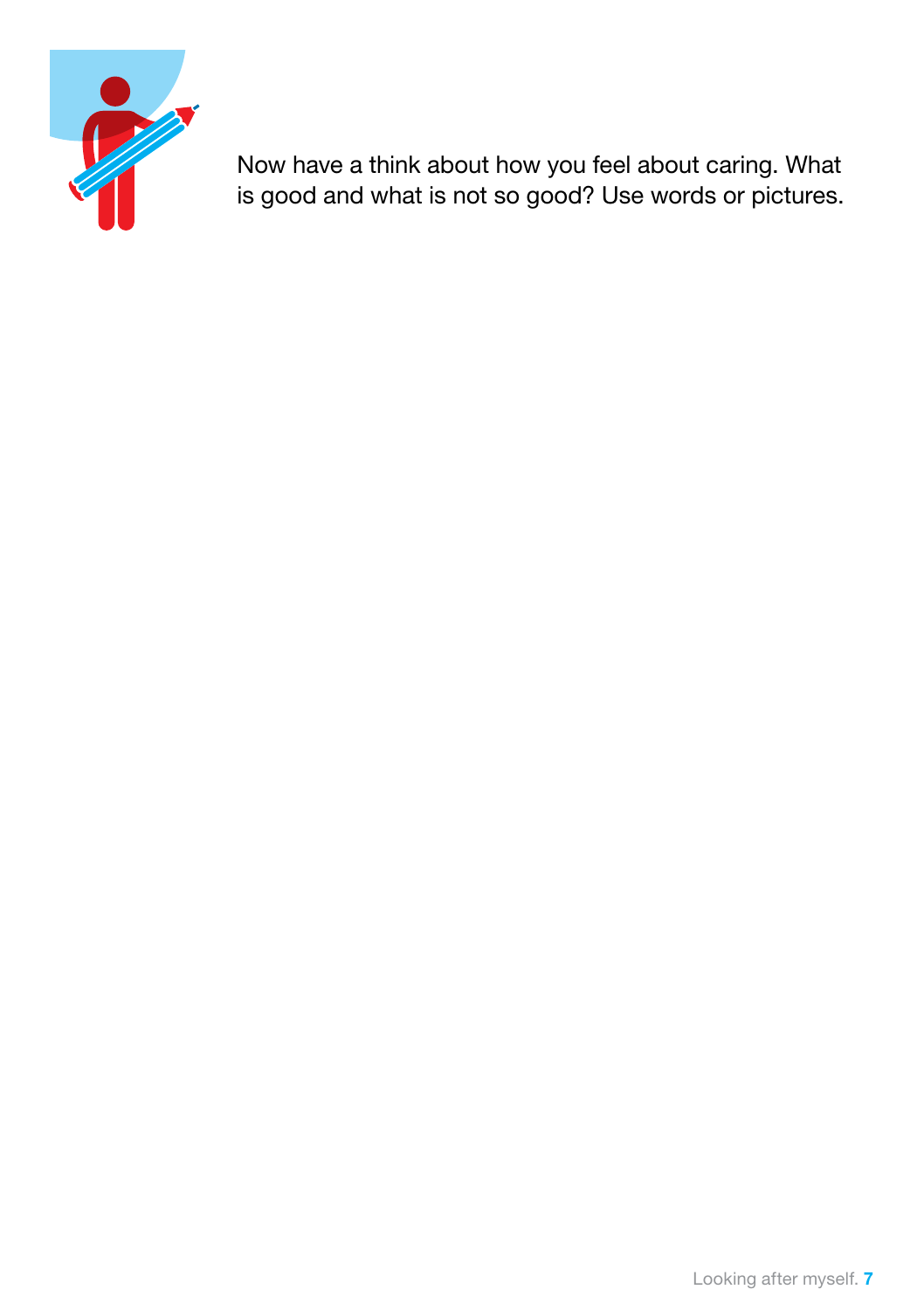Now have a think about how you feel about caring. What is good and what is not so good? Use words or pictures.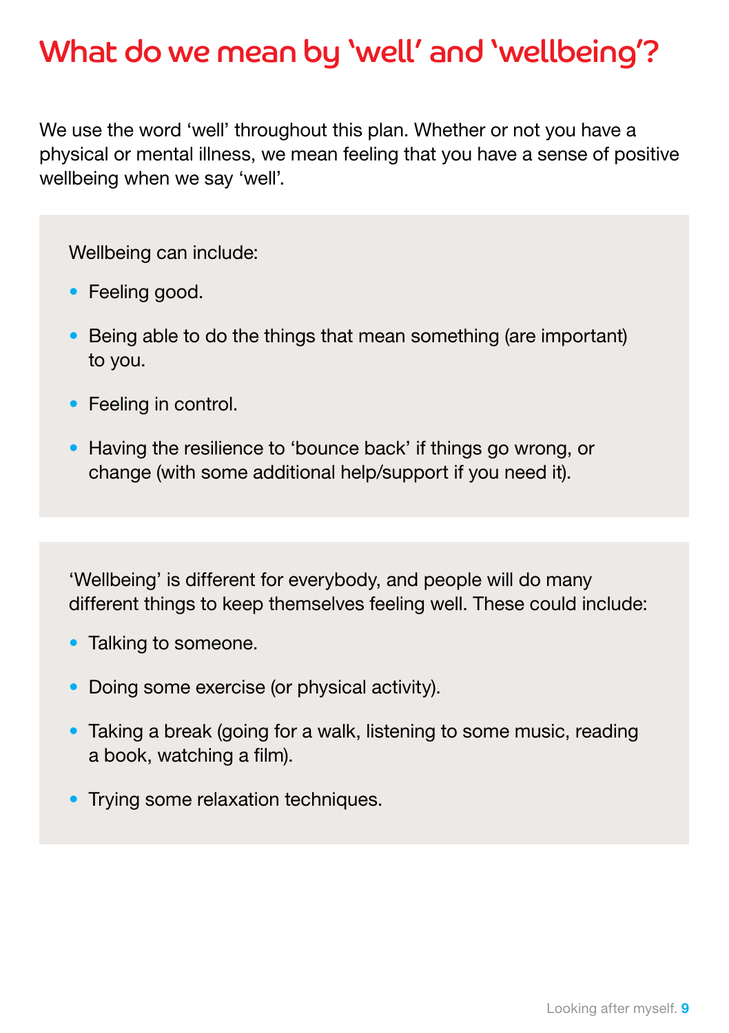# What do we mean by 'well' and 'wellbeing'?

We use the word 'well' throughout this plan. Whether or not you have a physical or mental illness, we mean feeling that you have a sense of positive wellbeing when we say 'well'.

Wellbeing can include:

- Feeling good.
- Being able to do the things that mean something (are important) to you.
- Feeling in control.
- Having the resilience to 'bounce back' if things go wrong, or change (with some additional help/support if you need it).

'Wellbeing' is different for everybody, and people will do many different things to keep themselves feeling well. These could include:

- Talking to someone.
- Doing some exercise (or physical activity).
- Taking a break (going for a walk, listening to some music, reading a book, watching a film).
- Trying some relaxation techniques.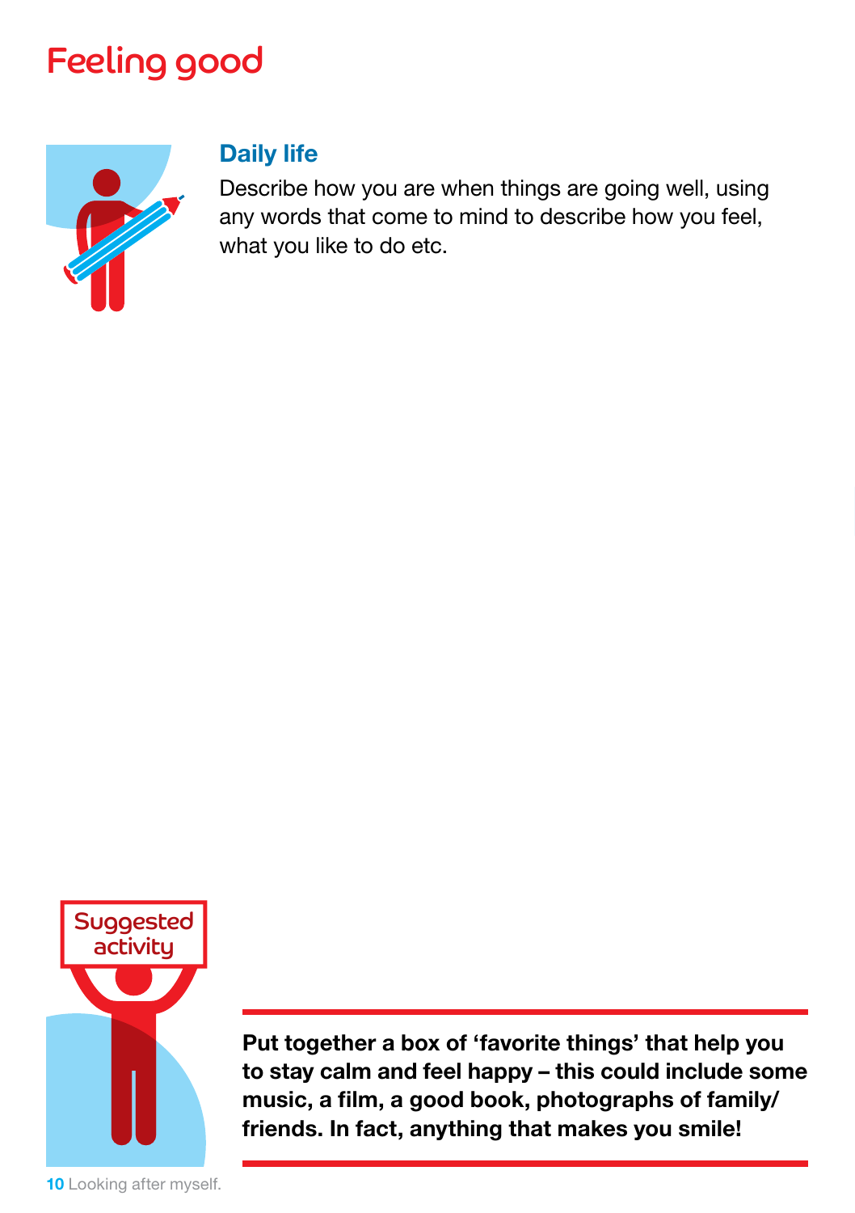# Feeling good

## Daily life

Describe how you are when things are going well, using any words that come to mind to describe how you feel, what you like to do etc.

Suggested activity

**Put together a box of 'favorite things' that help you to stay calm and feel happy – this could include some music, a film, a good book, photographs of family/ friends. In fact, anything that makes you smile!**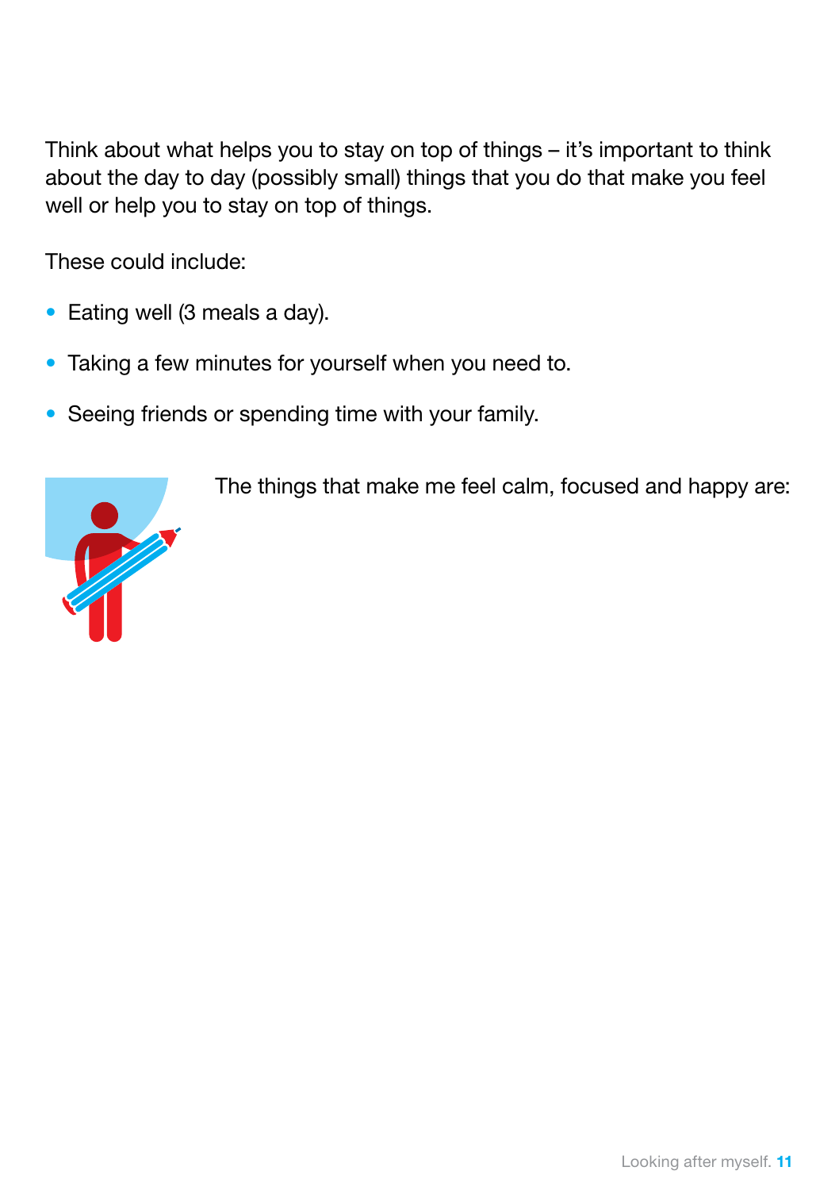Think about what helps you to stay on top of things – it's important to think about the day to day (possibly small) things that you do that make you feel well or help you to stay on top of things.

These could include:

- Eating well (3 meals a day).
- Taking a few minutes for yourself when you need to.
- Seeing friends or spending time with your family.

The things that make me feel calm, focused and happy are: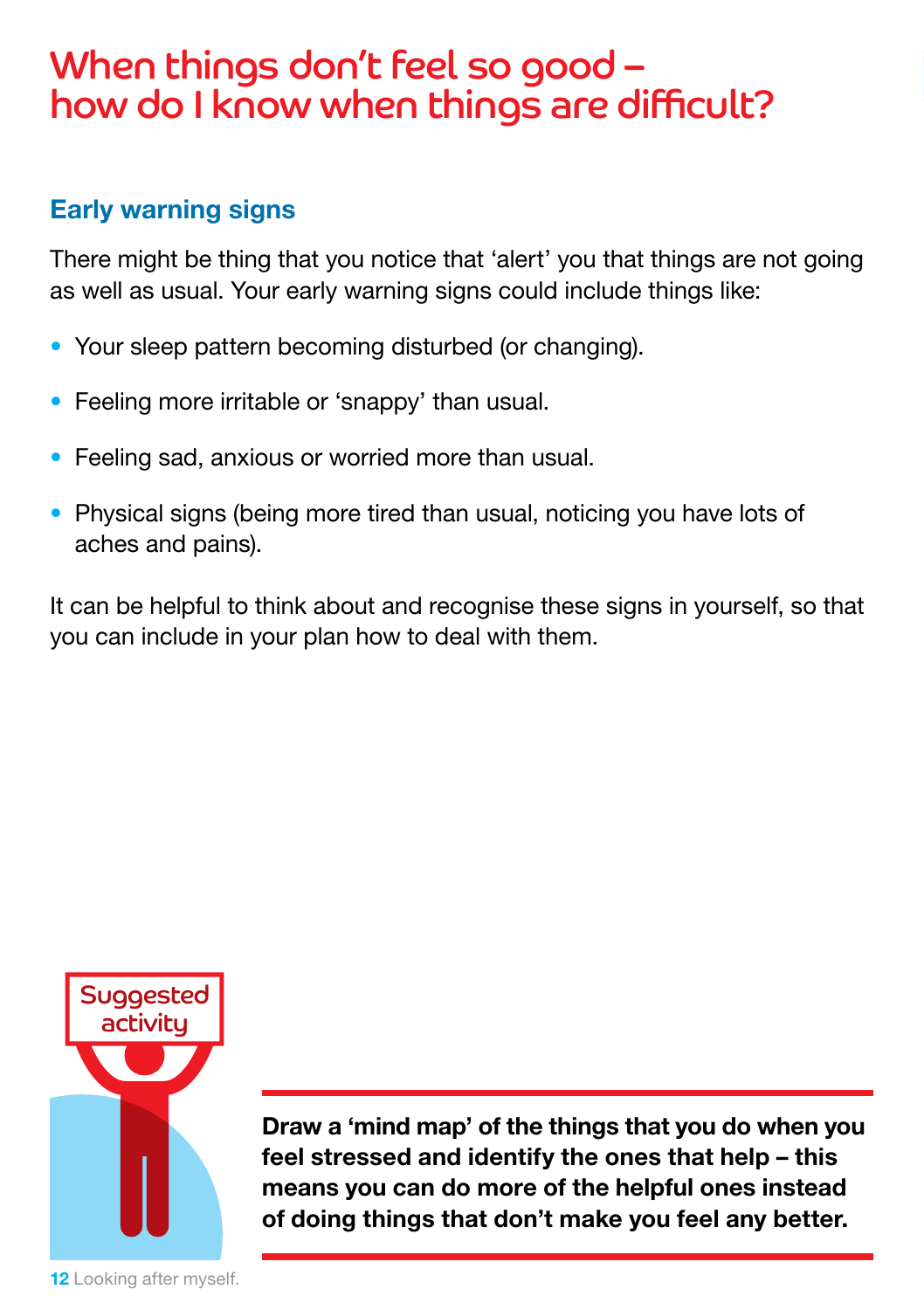# When things don't feel so good – how do I know when things are difficult?

## Early warning signs

There might be thing that you notice that 'alert' you that things are not going as well as usual. Your early warning signs could include things like:

- Your sleep pattern becoming disturbed (or changing).
- Feeling more irritable or 'snappy' than usual.
- Feeling sad, anxious or worried more than usual.
- Physical signs (being more tired than usual, noticing you have lots of aches and pains).

It can be helpful to think about and recognise these signs in yourself, so that you can include in your plan how to deal with them.

Suggested activity

**Draw a 'mind map' of the things that you do when you feel stressed and identify the ones that help – this means you can do more of the helpful ones instead of doing things that don't make you feel any better.**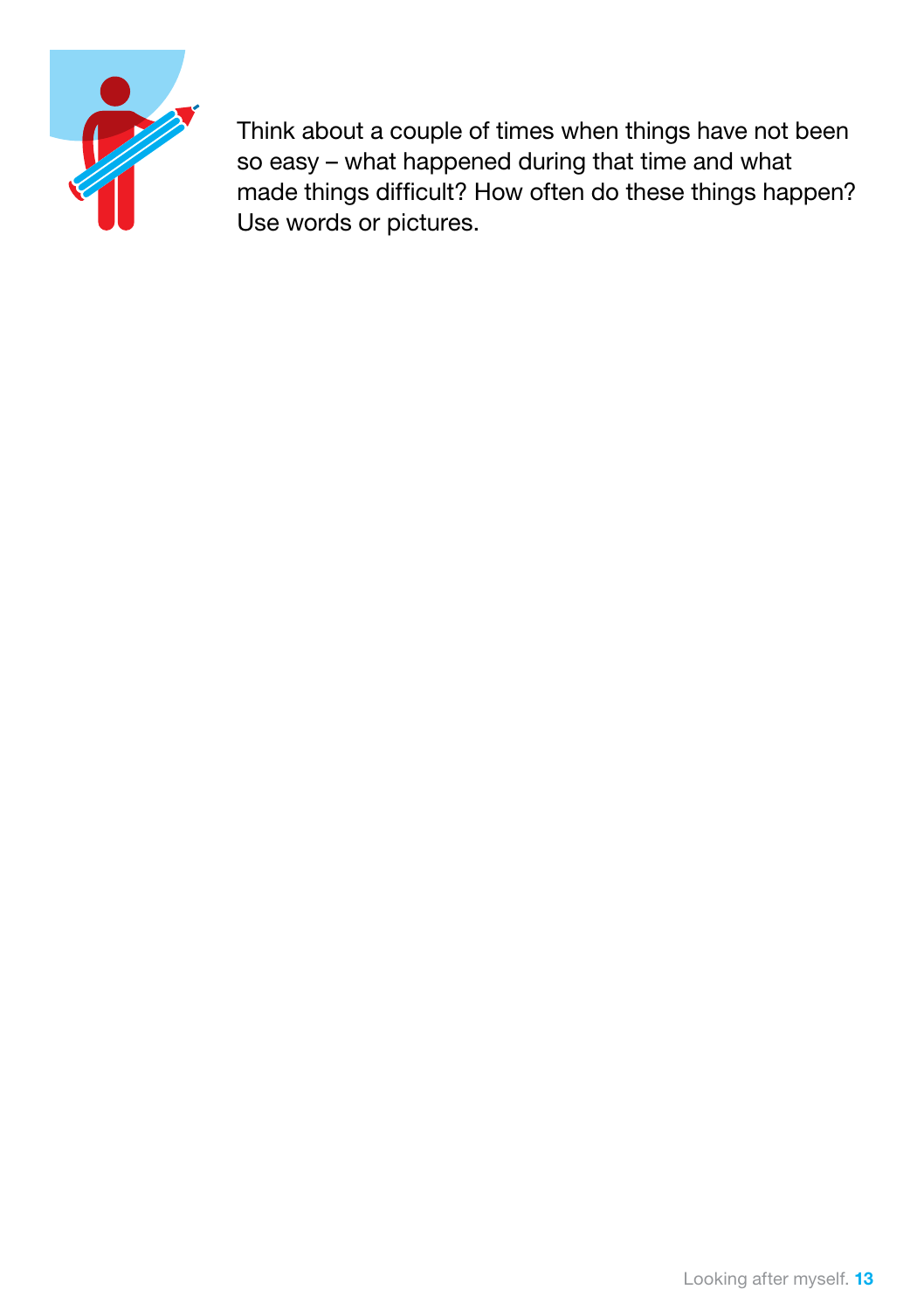Think about a couple of times when things have not been so easy – what happened during that time and what made things difficult? How often do these things happen? Use words or pictures.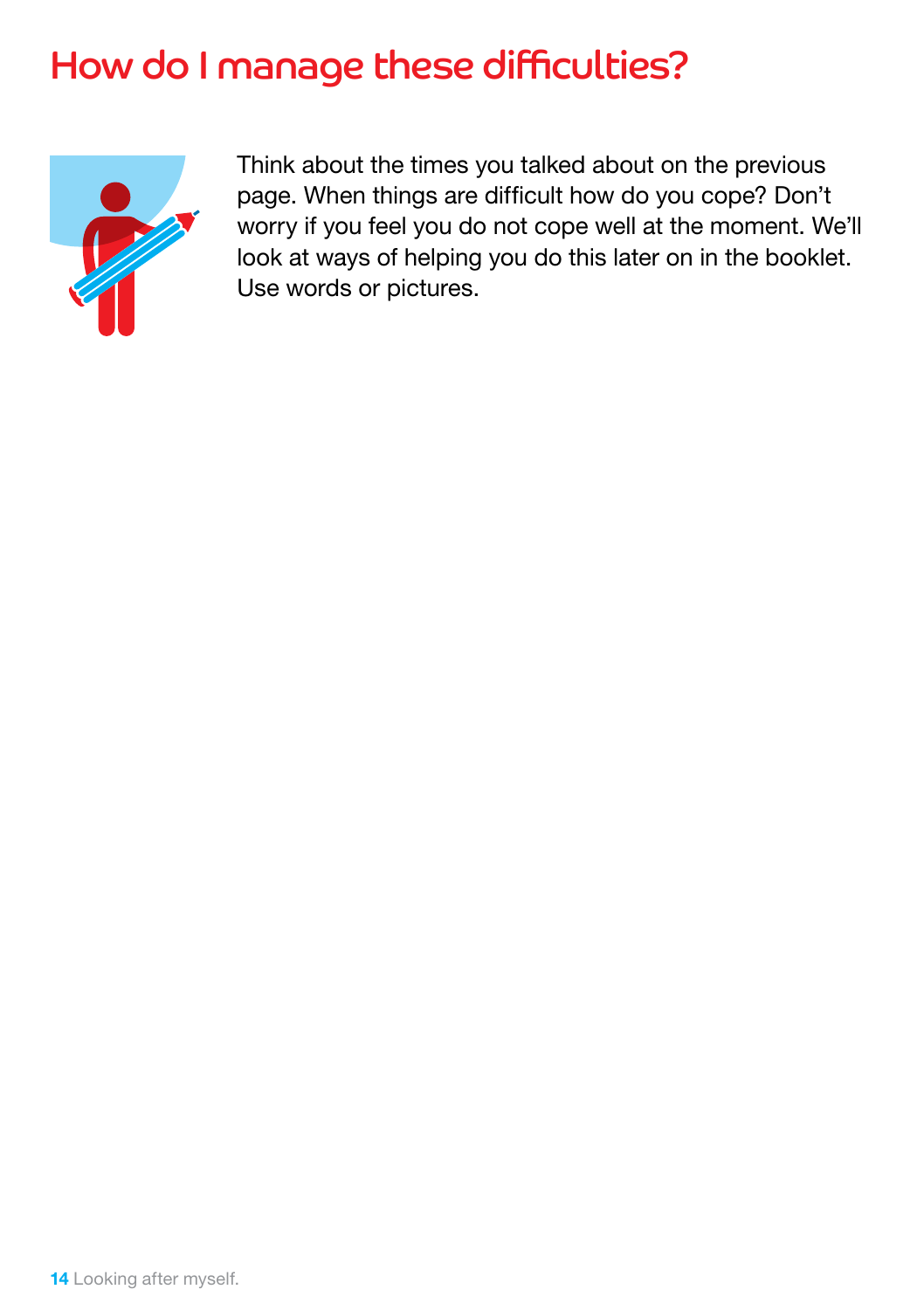# How do I manage these difficulties?

Think about the times you talked about on the previous page. When things are difficult how do you cope? Don't worry if you feel you do not cope well at the moment. We'll look at ways of helping you do this later on in the booklet. Use words or pictures.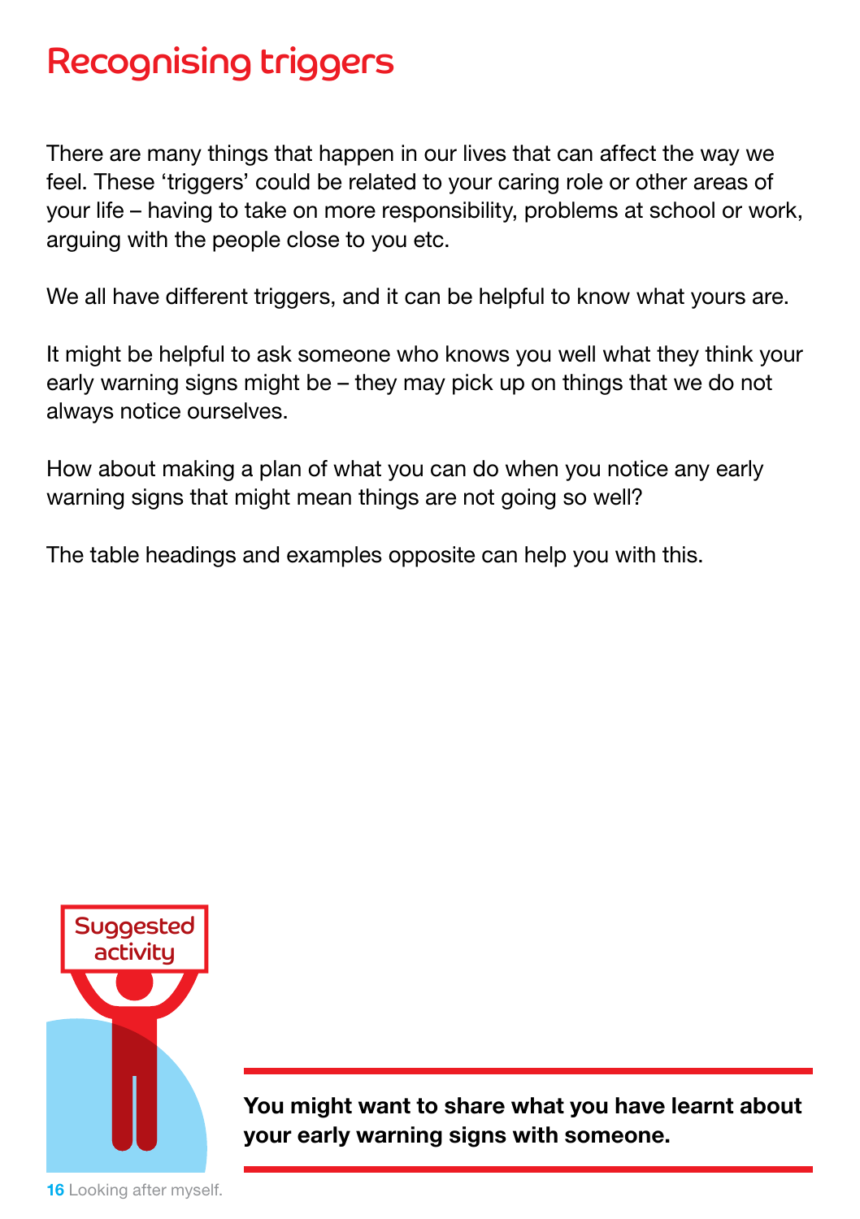# Recognising triggers

There are many things that happen in our lives that can affect the way we feel. These 'triggers' could be related to your caring role or other areas of your life – having to take on more responsibility, problems at school or work, arguing with the people close to you etc.

We all have different triggers, and it can be helpful to know what yours are.

It might be helpful to ask someone who knows you well what they think your early warning signs might be – they may pick up on things that we do not always notice ourselves.

How about making a plan of what you can do when you notice any early warning signs that might mean things are not going so well?

The table headings and examples opposite can help you with this.

Suggested activity

**You might want to share what you have learnt about your early warning signs with someone.**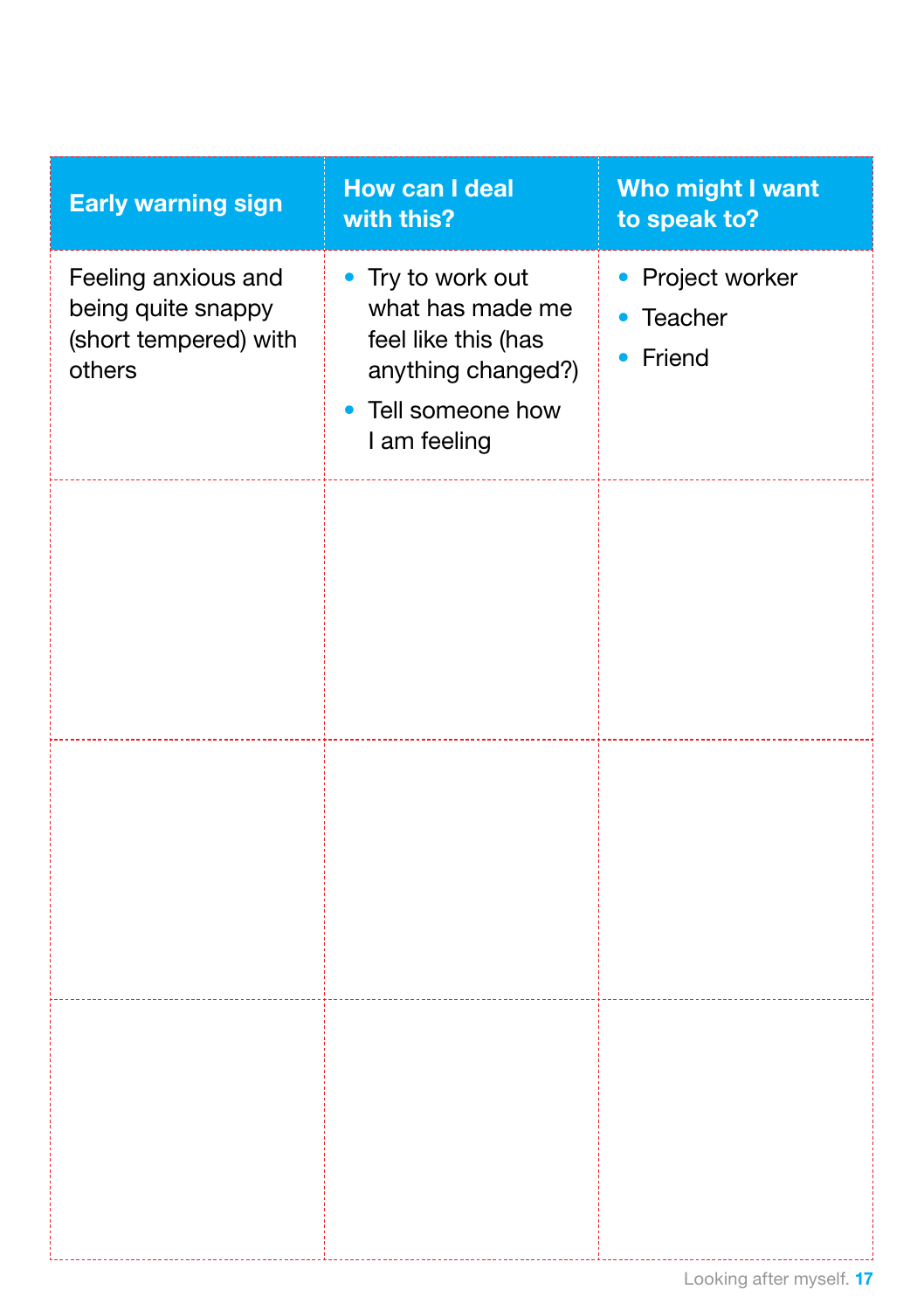| Early warning sign | How can I deal with this? | Who might I want to speak to? |
|---|---|---|
| Feeling anxious and being quite snappy (short tempered) with others | • Try to work out what has made me feel like this (has anything changed?)<br>• Tell someone how I am feeling | • Project worker<br>• Teacher<br>• Friend |
| | | |
| | | |
| | | |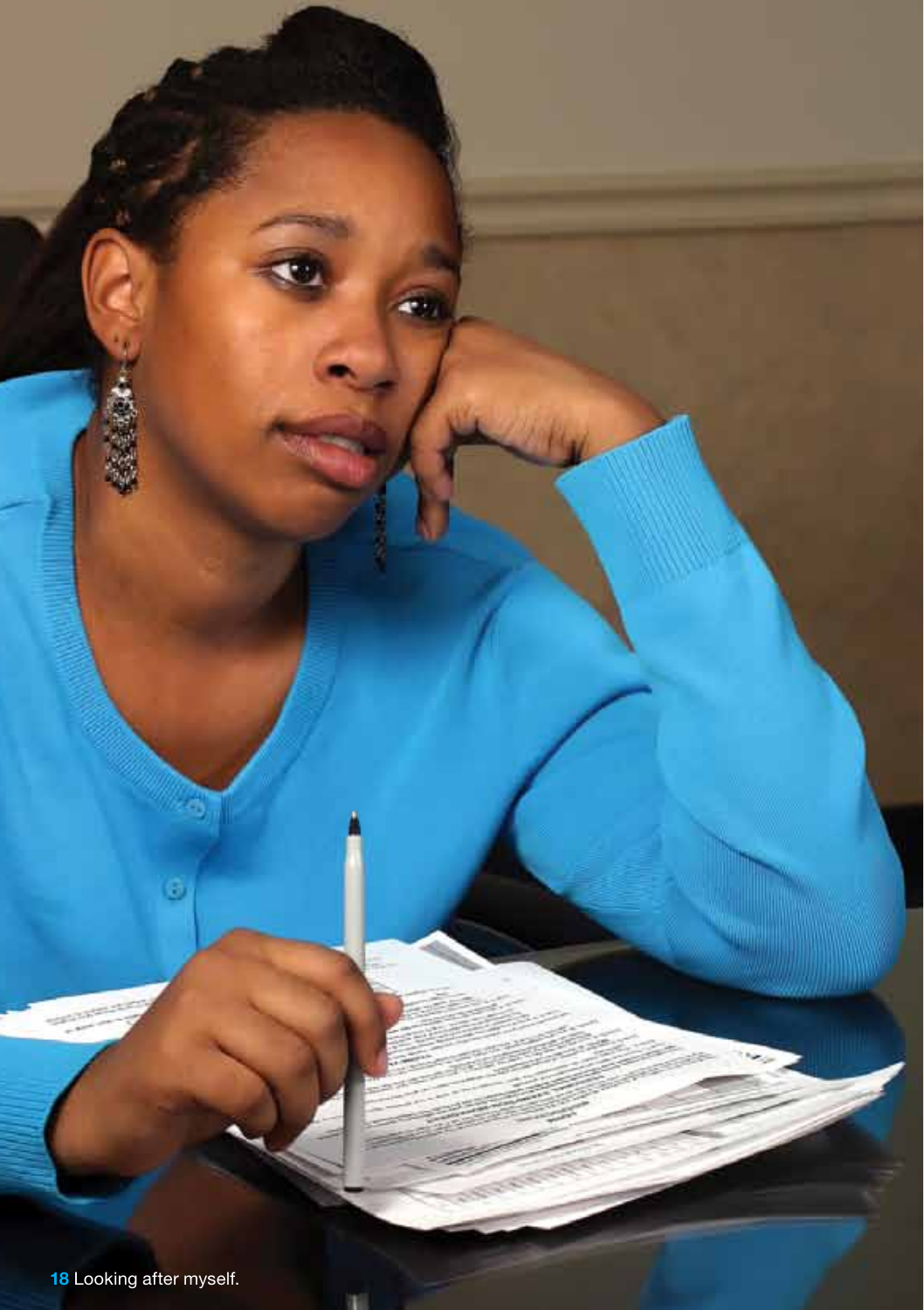Looking after myself.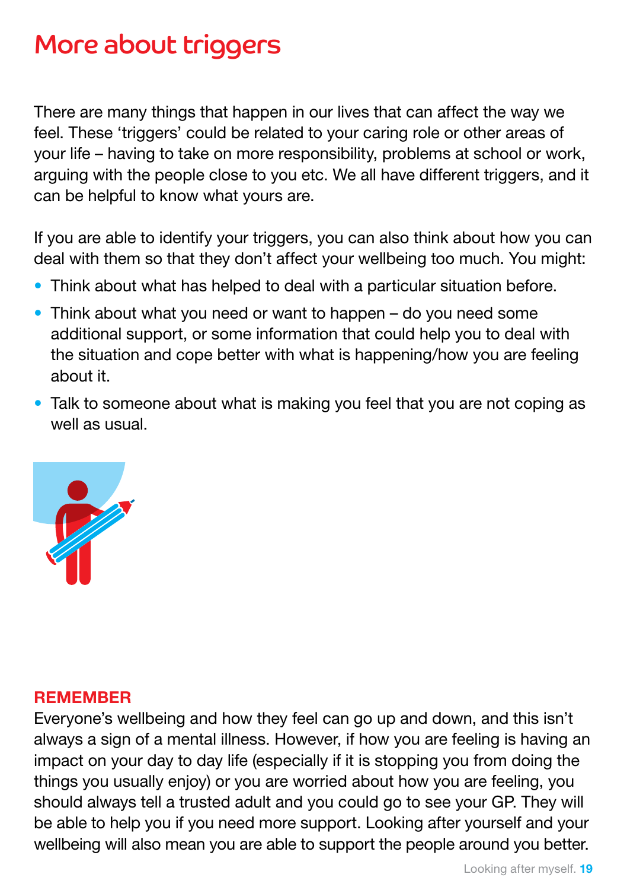# More about triggers

There are many things that happen in our lives that can affect the way we feel. These 'triggers' could be related to your caring role or other areas of your life – having to take on more responsibility, problems at school or work, arguing with the people close to you etc. We all have different triggers, and it can be helpful to know what yours are.

If you are able to identify your triggers, you can also think about how you can deal with them so that they don't affect your wellbeing too much. You might:

- Think about what has helped to deal with a particular situation before.
- Think about what you need or want to happen – do you need some additional support, or some information that could help you to deal with the situation and cope better with what is happening/how you are feeling about it.
- Talk to someone about what is making you feel that you are not coping as well as usual.

**REMEMBER**

Everyone's wellbeing and how they feel can go up and down, and this isn't always a sign of a mental illness. However, if how you are feeling is having an impact on your day to day life (especially if it is stopping you from doing the things you usually enjoy) or you are worried about how you are feeling, you should always tell a trusted adult and you could go to see your GP. They will be able to help you if you need more support. Looking after yourself and your wellbeing will also mean you are able to support the people around you better.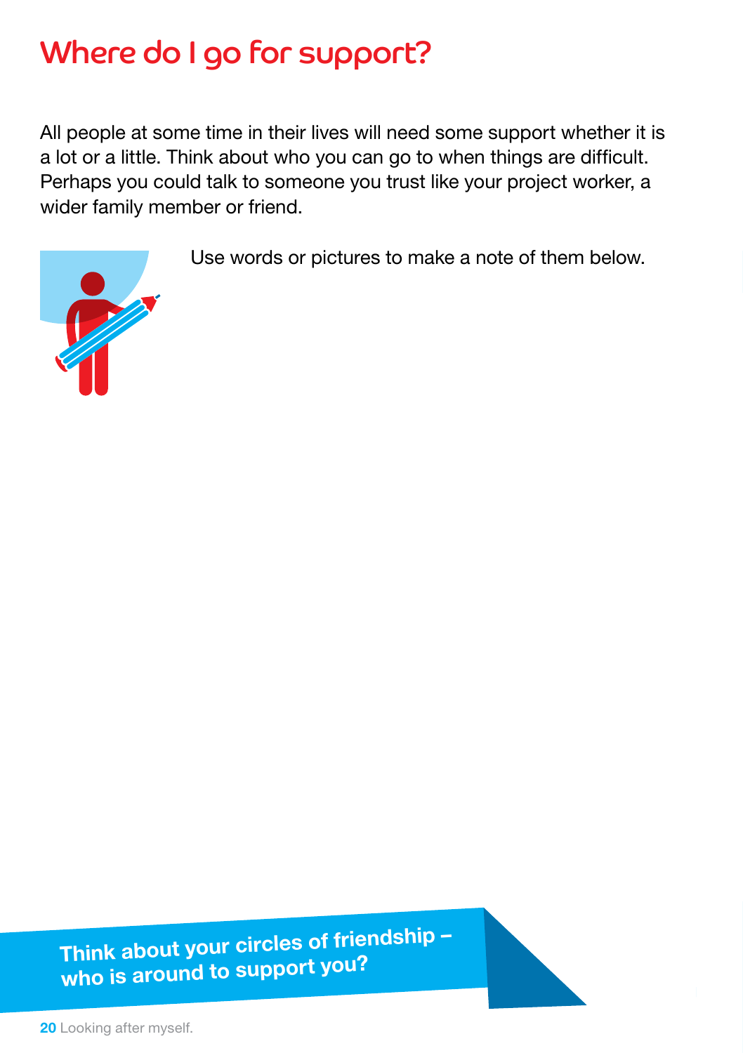# Where do I go for support?

All people at some time in their lives will need some support whether it is a lot or a little. Think about who you can go to when things are difficult. Perhaps you could talk to someone you trust like your project worker, a wider family member or friend.

Use words or pictures to make a note of them below.

**Think about your circles of friendship – who is around to support you?**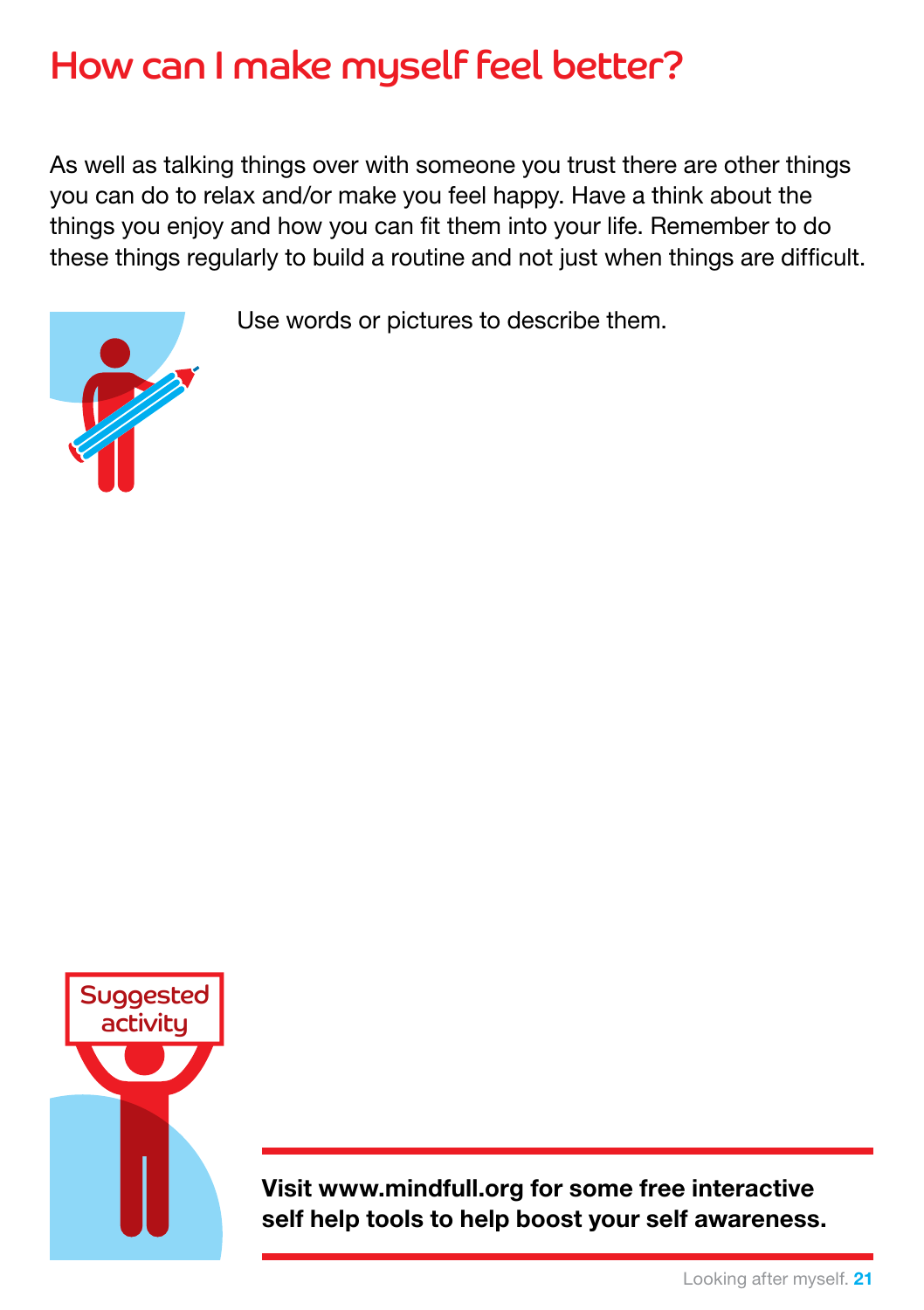# How can I make myself feel better?

As well as talking things over with someone you trust there are other things you can do to relax and/or make you feel happy. Have a think about the things you enjoy and how you can fit them into your life. Remember to do these things regularly to build a routine and not just when things are difficult.

Use words or pictures to describe them.

Suggested activity

**Visit www.mindfull.org for some free interactive self help tools to help boost your self awareness.**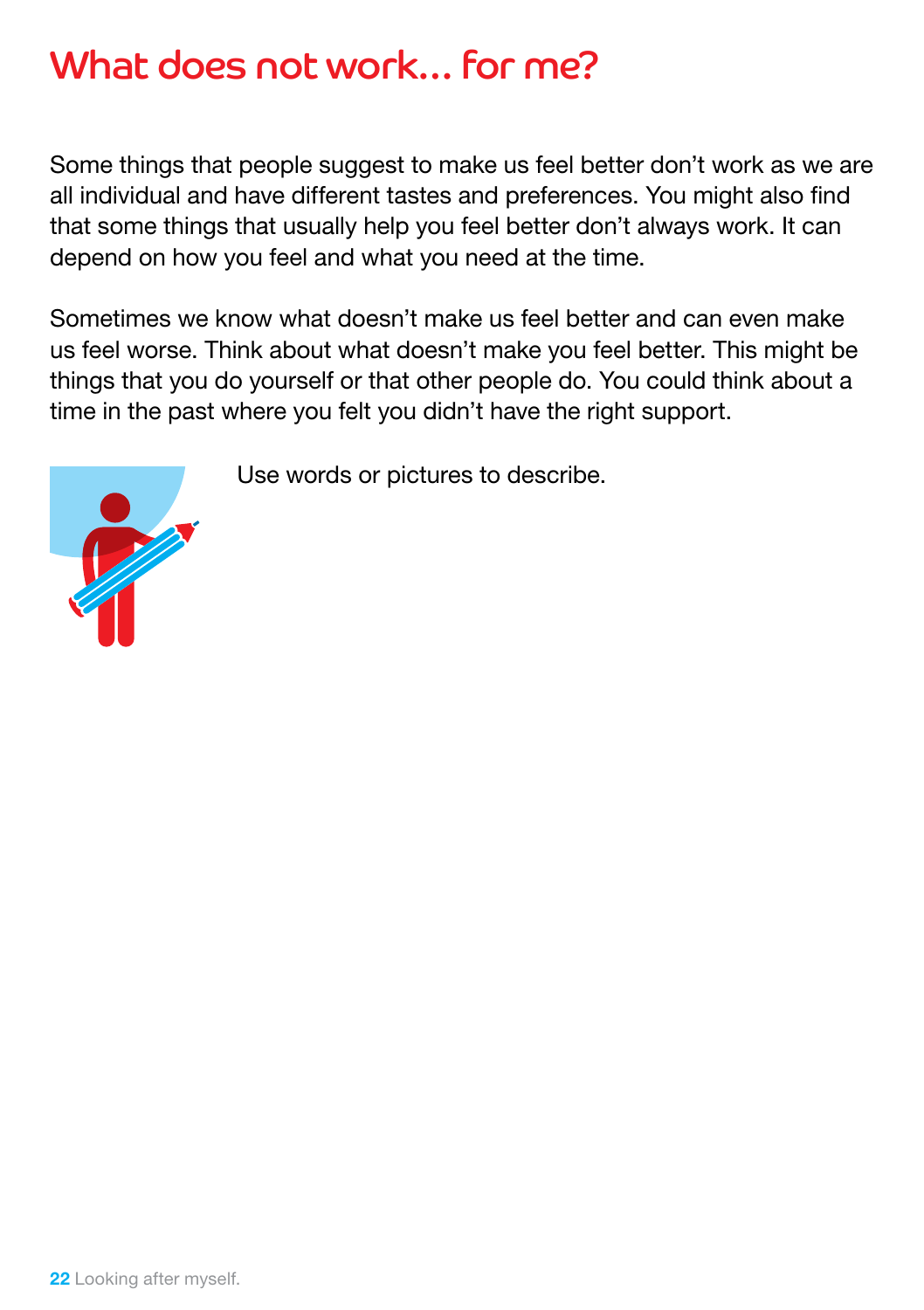# What does not work… for me?

Some things that people suggest to make us feel better don't work as we are all individual and have different tastes and preferences. You might also find that some things that usually help you feel better don't always work. It can depend on how you feel and what you need at the time.

Sometimes we know what doesn't make us feel better and can even make us feel worse. Think about what doesn't make you feel better. This might be things that you do yourself or that other people do. You could think about a time in the past where you felt you didn't have the right support.

Use words or pictures to describe.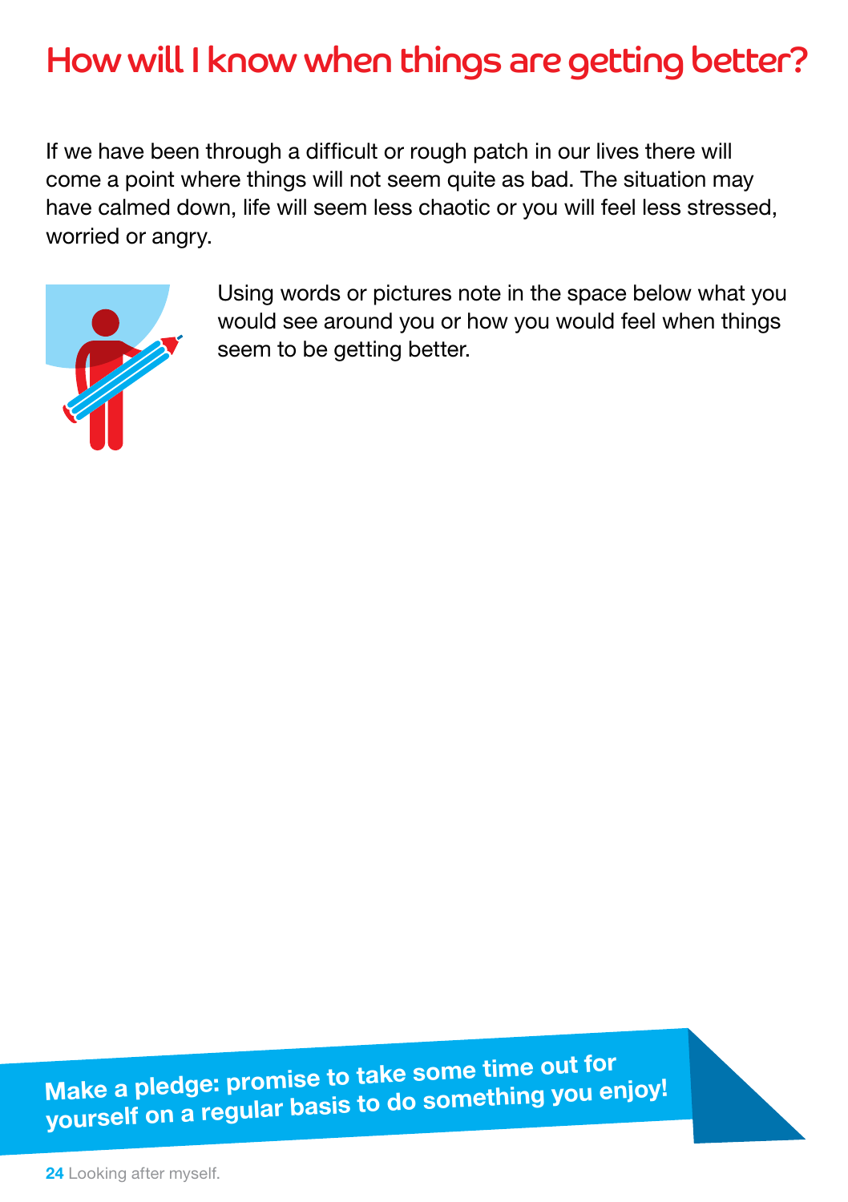# How will I know when things are getting better?

If we have been through a difficult or rough patch in our lives there will come a point where things will not seem quite as bad. The situation may have calmed down, life will seem less chaotic or you will feel less stressed, worried or angry.

Using words or pictures note in the space below what you would see around you or how you would feel when things seem to be getting better.

**Make a pledge: promise to take some time out for yourself on a regular basis to do something you enjoy!**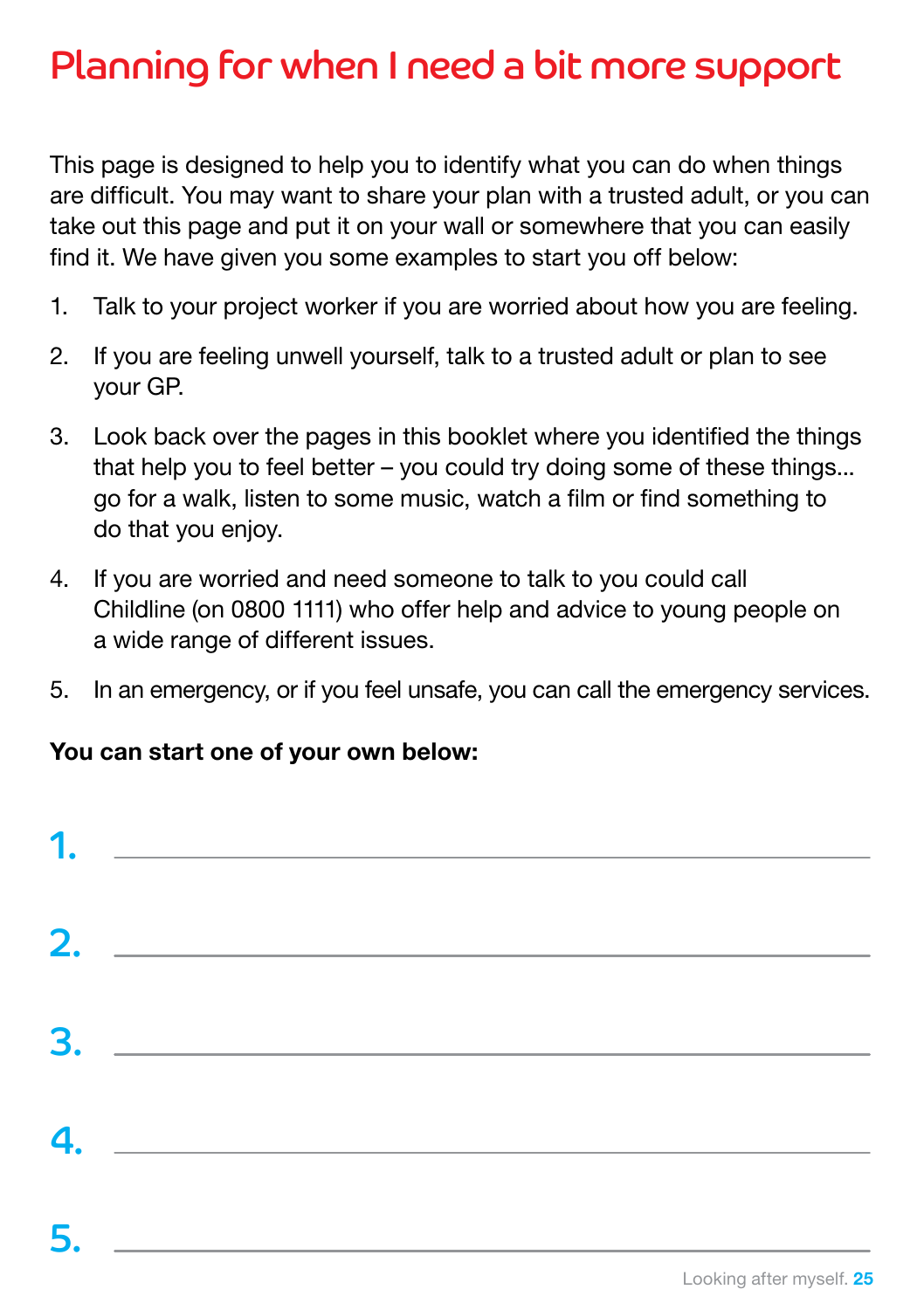# Planning for when I need a bit more support

This page is designed to help you to identify what you can do when things are difficult. You may want to share your plan with a trusted adult, or you can take out this page and put it on your wall or somewhere that you can easily find it. We have given you some examples to start you off below:

1. Talk to your project worker if you are worried about how you are feeling.
2. If you are feeling unwell yourself, talk to a trusted adult or plan to see your GP.
3. Look back over the pages in this booklet where you identified the things that help you to feel better – you could try doing some of these things... go for a walk, listen to some music, watch a film or find something to do that you enjoy.
4. If you are worried and need someone to talk to you could call Childline (on 0800 1111) who offer help and advice to young people on a wide range of different issues.
5. In an emergency, or if you feel unsafe, you can call the emergency services.

**You can start one of your own below:**

1. ______________________________

2. ______________________________

3. ______________________________

4. ______________________________

5. ______________________________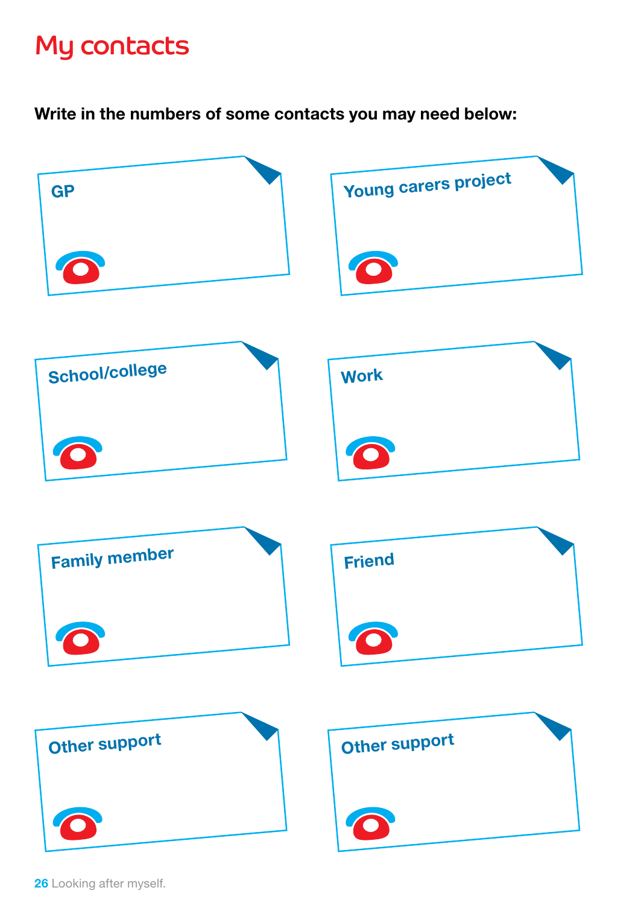# My contacts

**Write in the numbers of some contacts you may need below:**

GP

Young carers project

School/college

Work

Family member

Friend

Other support

Other support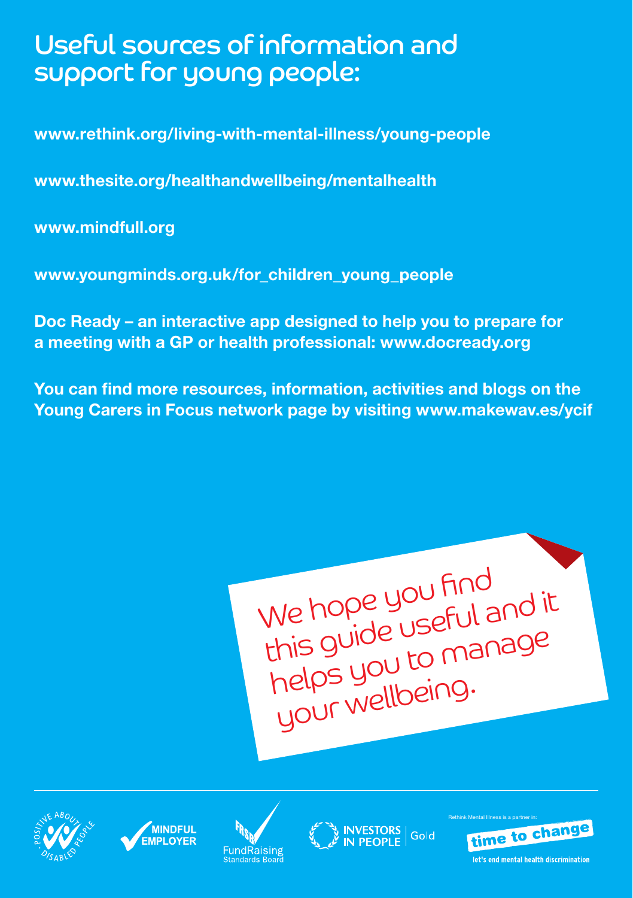# Useful sources of information and support for young people:

**www.rethink.org/living-with-mental-illness/young-people**

**www.thesite.org/healthandwellbeing/mentalhealth**

**www.mindfull.org**

**www.youngminds.org.uk/for_children_young_people**

**Doc Ready – an interactive app designed to help you to prepare for a meeting with a GP or health professional: www.docready.org**

**You can find more resources, information, activities and blogs on the Young Carers in Focus network page by visiting www.makewav.es/ycif**

We hope you find this guide useful and it helps you to manage your wellbeing.

Positive About Disabled People

Mindful Employer

FundRaising Standards Board

Investors in People Gold

Rethink Mental Illness is a partner in: time to change – let's end mental health discrimination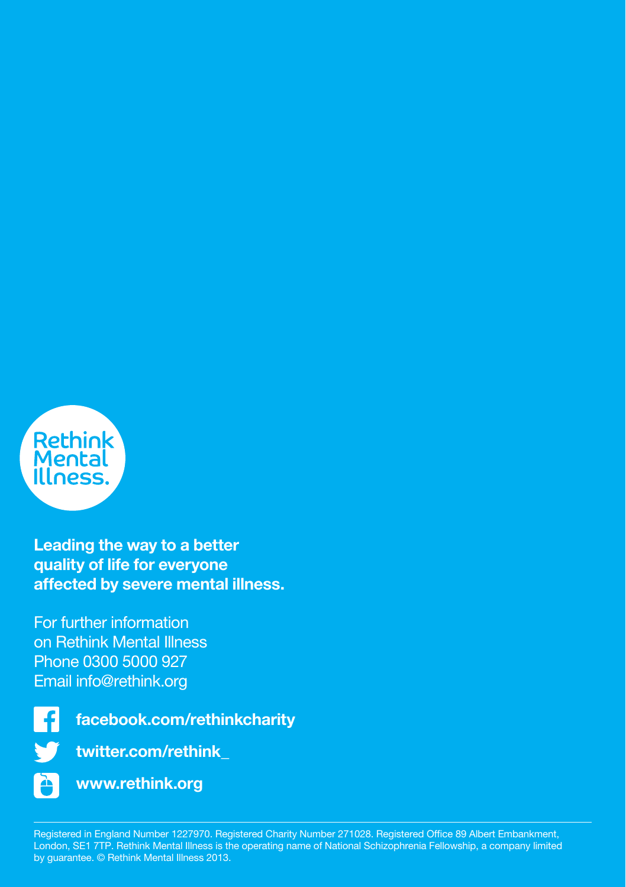Rethink Mental Illness.

**Leading the way to a better quality of life for everyone affected by severe mental illness.**

For further information on Rethink Mental Illness
Phone 0300 5000 927
Email info@rethink.org

**facebook.com/rethinkcharity**

**twitter.com/rethink_**

**www.rethink.org**

---

Registered in England Number 1227970. Registered Charity Number 271028. Registered Office 89 Albert Embankment, London, SE1 7TP. Rethink Mental Illness is the operating name of National Schizophrenia Fellowship, a company limited by guarantee. © Rethink Mental Illness 2013.